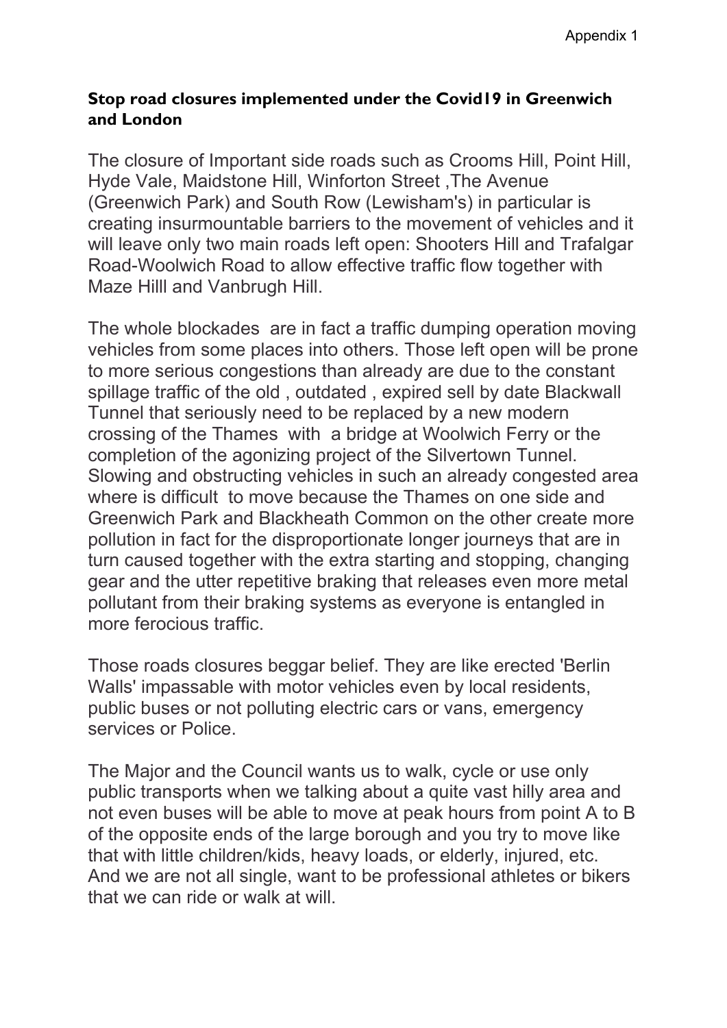Appendix 1

**Stop road closures implemented under the Covid19 in Greenwich and London**

The closure of Important side roads such as Crooms Hill, Point Hill, Hyde Vale, Maidstone Hill, Winforton Street ,The Avenue (Greenwich Park) and South Row (Lewisham's) in particular is creating insurmountable barriers to the movement of vehicles and it will leave only two main roads left open: Shooters Hill and Trafalgar Road-Woolwich Road to allow effective traffic flow together with Maze Hilll and Vanbrugh Hill.

The whole blockades are in fact a traffic dumping operation moving vehicles from some places into others. Those left open will be prone to more serious congestions than already are due to the constant spillage traffic of the old , outdated , expired sell by date Blackwall Tunnel that seriously need to be replaced by a new modern crossing of the Thames with a bridge at Woolwich Ferry or the completion of the agonizing project of the Silvertown Tunnel. Slowing and obstructing vehicles in such an already congested area where is difficult to move because the Thames on one side and Greenwich Park and Blackheath Common on the other create more pollution in fact for the disproportionate longer journeys that are in turn caused together with the extra starting and stopping, changing gear and the utter repetitive braking that releases even more metal pollutant from their braking systems as everyone is entangled in more ferocious traffic.

Those roads closures beggar belief. They are like erected 'Berlin Walls' impassable with motor vehicles even by local residents, public buses or not polluting electric cars or vans, emergency services or Police.

The Major and the Council wants us to walk, cycle or use only public transports when we talking about a quite vast hilly area and not even buses will be able to move at peak hours from point A to B of the opposite ends of the large borough and you try to move like that with little children/kids, heavy loads, or elderly, injured, etc. And we are not all single, want to be professional athletes or bikers that we can ride or walk at will.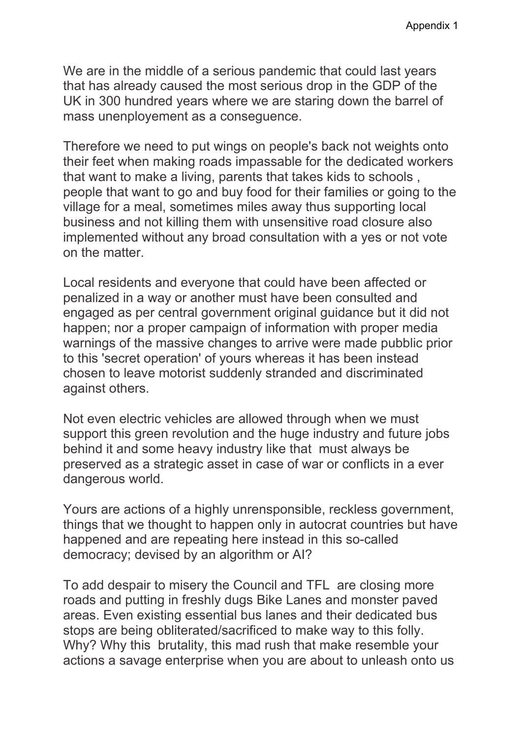We are in the middle of a serious pandemic that could last years that has already caused the most serious drop in the GDP of the UK in 300 hundred years where we are staring down the barrel of mass unenployement as a conseguence.

Therefore we need to put wings on people's back not weights onto their feet when making roads impassable for the dedicated workers that want to make a living, parents that takes kids to schools , people that want to go and buy food for their families or going to the village for a meal, sometimes miles away thus supporting local business and not killing them with unsensitive road closure also implemented without any broad consultation with a yes or not vote on the matter.

Local residents and everyone that could have been affected or penalized in a way or another must have been consulted and engaged as per central government original guidance but it did not happen; nor a proper campaign of information with proper media warnings of the massive changes to arrive were made pubblic prior to this 'secret operation' of yours whereas it has been instead chosen to leave motorist suddenly stranded and discriminated against others.

Not even electric vehicles are allowed through when we must support this green revolution and the huge industry and future jobs behind it and some heavy industry like that must always be preserved as a strategic asset in case of war or conflicts in a ever dangerous world.

Yours are actions of a highly unrensponsible, reckless government, things that we thought to happen only in autocrat countries but have happened and are repeating here instead in this so-called democracy; devised by an algorithm or AI?

To add despair to misery the Council and TFL are closing more roads and putting in freshly dugs Bike Lanes and monster paved areas. Even existing essential bus lanes and their dedicated bus stops are being obliterated/sacrificed to make way to this folly. Why? Why this brutality, this mad rush that make resemble your actions a savage enterprise when you are about to unleash onto us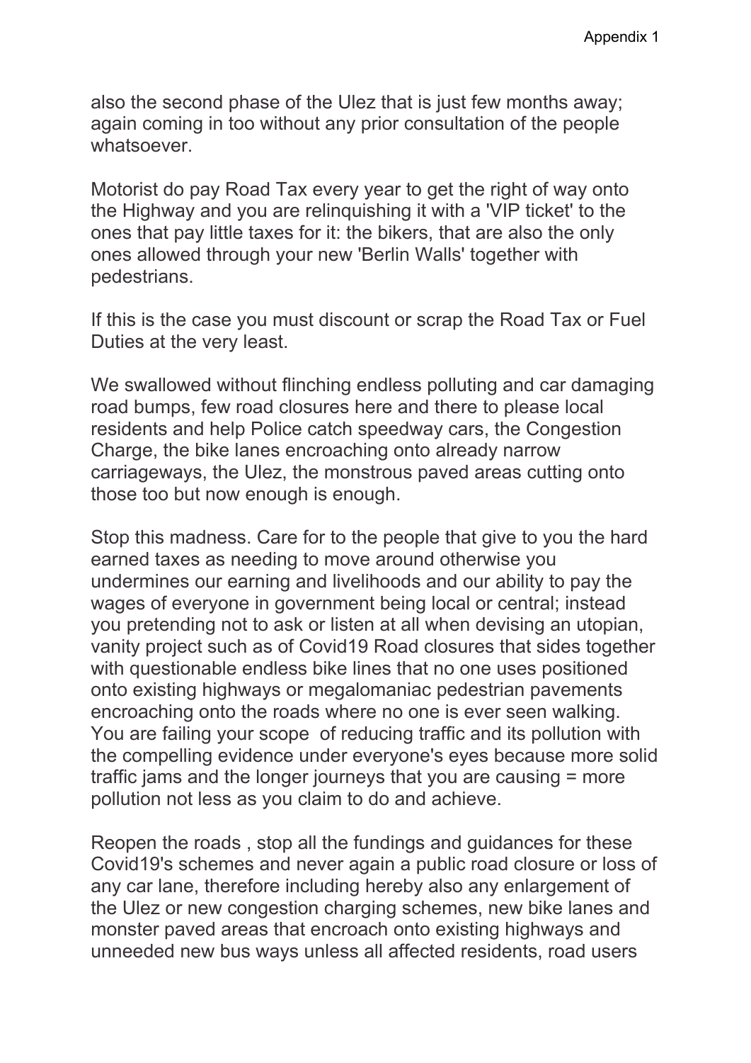also the second phase of the Ulez that is just few months away; again coming in too without any prior consultation of the people whatsoever.

Motorist do pay Road Tax every year to get the right of way onto the Highway and you are relinquishing it with a 'VIP ticket' to the ones that pay little taxes for it: the bikers, that are also the only ones allowed through your new 'Berlin Walls' together with pedestrians.

If this is the case you must discount or scrap the Road Tax or Fuel Duties at the very least.

We swallowed without flinching endless polluting and car damaging road bumps, few road closures here and there to please local residents and help Police catch speedway cars, the Congestion Charge, the bike lanes encroaching onto already narrow carriageways, the Ulez, the monstrous paved areas cutting onto those too but now enough is enough.

Stop this madness. Care for to the people that give to you the hard earned taxes as needing to move around otherwise you undermines our earning and livelihoods and our ability to pay the wages of everyone in government being local or central; instead you pretending not to ask or listen at all when devising an utopian, vanity project such as of Covid19 Road closures that sides together with questionable endless bike lines that no one uses positioned onto existing highways or megalomaniac pedestrian pavements encroaching onto the roads where no one is ever seen walking. You are failing your scope of reducing traffic and its pollution with the compelling evidence under everyone's eyes because more solid traffic jams and the longer journeys that you are causing = more pollution not less as you claim to do and achieve.

Reopen the roads , stop all the fundings and guidances for these Covid19's schemes and never again a public road closure or loss of any car lane, therefore including hereby also any enlargement of the Ulez or new congestion charging schemes, new bike lanes and monster paved areas that encroach onto existing highways and unneeded new bus ways unless all affected residents, road users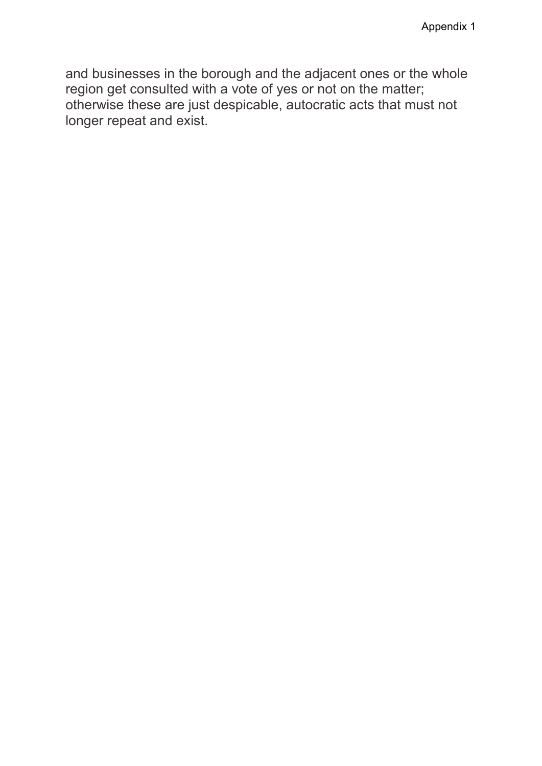and businesses in the borough and the adjacent ones or the whole region get consulted with a vote of yes or not on the matter; otherwise these are just despicable, autocratic acts that must not longer repeat and exist.